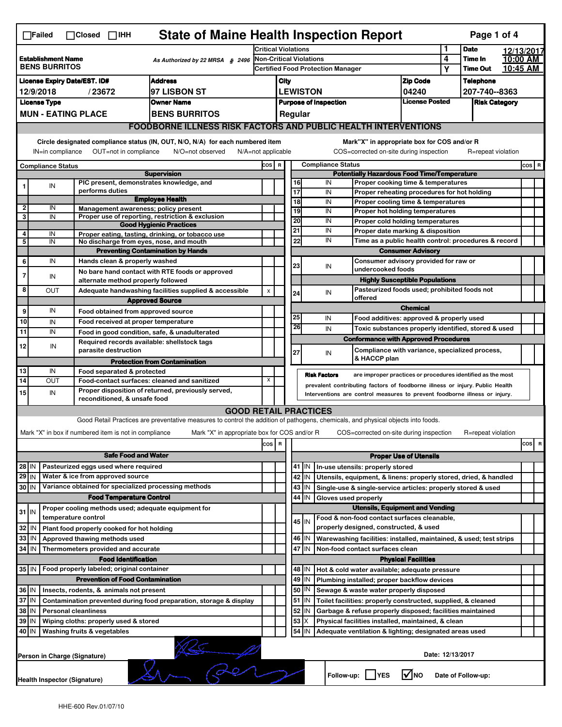☐Failed ☐Closed ☐IHH

# State of Maine Health Inspection Report

| | | | |
|---|---|---|---|
| **Establishment Name** BENS BURRITOS | As Authorized by 22 MRSA § 2496 | Critical Violations | 1 |
| | | Non-Critical Violations | 4 |
| | | Certified Food Protection Manager | Y |

**Date** 12/13/2017 **Time In** 10:00 AM **Time Out** 10:45 AM

| License Expiry Date/EST. ID# | Address | City | Zip Code | Telephone |
|---|---|---|---|---|
| 12/9/2018 / 23672 | 97 LISBON ST | LEWISTON | 04240 | 207-740--8363 |

| License Type | Owner Name | Purpose of Inspection | License Posted | Risk Category |
|---|---|---|---|---|
| MUN - EATING PLACE | BENS BURRITOS | Regular | | |

## FOODBORNE ILLNESS RISK FACTORS AND PUBLIC HEALTH INTERVENTIONS

Circle designated compliance status (IN, OUT, N/O, N/A) for each numbered item — IN=in compliance OUT=not in compliance N/O=not observed N/A=not applicable

Mark "X" in appropriate box for COS and/or R — COS=corrected on-site during inspection R=repeat violation

| # | Compliance Status | Item | COS | R |
|---|---|---|---|---|
| | | **Supervision** | | |
| 1 | IN | PIC present, demonstrates knowledge, and performs duties | | |
| | | **Employee Health** | | |
| 2 | IN | Management awareness; policy present | | |
| 3 | IN | Proper use of reporting, restriction & exclusion | | |
| | | **Good Hygienic Practices** | | |
| 4 | IN | Proper eating, tasting, drinking, or tobacco use | | |
| 5 | IN | No discharge from eyes, nose, and mouth | | |
| | | **Preventing Contamination by Hands** | | |
| 6 | IN | Hands clean & properly washed | | |
| 7 | IN | No bare hand contact with RTE foods or approved alternate method properly followed | | |
| 8 | OUT | Adequate handwashing facilities supplied & accessible | x | |
| | | **Approved Source** | | |
| 9 | IN | Food obtained from approved source | | |
| 10 | IN | Food received at proper temperature | | |
| 11 | IN | Food in good condition, safe, & unadulterated | | |
| 12 | IN | Required records available: shellstock tags parasite destruction | | |
| | | **Protection from Contamination** | | |
| 13 | IN | Food separated & protected | | |
| 14 | OUT | Food-contact surfaces: cleaned and sanitized | x | |
| 15 | IN | Proper disposition of returned, previously served, reconditioned, & unsafe food | | |
| | | **Potentially Hazardous Food Time/Temperature** | | |
| 16 | IN | Proper cooking time & temperatures | | |
| 17 | IN | Proper reheating procedures for hot holding | | |
| 18 | IN | Proper cooling time & temperatures | | |
| 19 | IN | Proper hot holding temperatures | | |
| 20 | IN | Proper cold holding temperatures | | |
| 21 | IN | Proper date marking & disposition | | |
| 22 | IN | Time as a public health control: procedures & record | | |
| | | **Consumer Advisory** | | |
| 23 | IN | Consumer advisory provided for raw or undercooked foods | | |
| | | **Highly Susceptible Populations** | | |
| 24 | IN | Pasteurized foods used; prohibited foods not offered | | |
| | | **Chemical** | | |
| 25 | IN | Food additives: approved & properly used | | |
| 26 | IN | Toxic substances properly identified, stored & used | | |
| | | **Conformance with Approved Procedures** | | |
| 27 | IN | Compliance with variance, specialized process, & HACCP plan | | |

**Risk Factors** are improper practices or procedures identified as the most prevalent contributing factors of foodborne illness or injury. Public Health Interventions are control measures to prevent foodborne illness or injury.

## GOOD RETAIL PRACTICES

Good Retail Practices are preventative measures to control the addition of pathogens, chemicals, and physical objects into foods.

Mark "X" in box if numbered item is not in compliance — Mark "X" in appropriate box for COS and/or R — COS=corrected on-site during inspection R=repeat violation

| # | Status | Item | COS | R |
|---|---|---|---|---|
| | | **Safe Food and Water** | | |
| 28 | IN | Pasteurized eggs used where required | | |
| 29 | IN | Water & ice from approved source | | |
| 30 | IN | Variance obtained for specialized processing methods | | |
| | | **Food Temperature Control** | | |
| 31 | IN | Proper cooling methods used; adequate equipment for temperature control | | |
| 32 | IN | Plant food properly cooked for hot holding | | |
| 33 | IN | Approved thawing methods used | | |
| 34 | IN | Thermometers provided and accurate | | |
| | | **Food Identification** | | |
| 35 | IN | Food properly labeled; original container | | |
| | | **Prevention of Food Contamination** | | |
| 36 | IN | Insects, rodents, & animals not present | | |
| 37 | IN | Contamination prevented during food preparation, storage & display | | |
| 38 | IN | Personal cleanliness | | |
| 39 | IN | Wiping cloths: properly used & stored | | |
| 40 | IN | Washing fruits & vegetables | | |
| | | **Proper Use of Utensils** | | |
| 41 | IN | In-use utensils: properly stored | | |
| 42 | IN | Utensils, equipment, & linens: properly stored, dried, & handled | | |
| 43 | IN | Single-use & single-service articles: properly stored & used | | |
| 44 | IN | Gloves used properly | | |
| | | **Utensils, Equipment and Vending** | | |
| 45 | IN | Food & non-food contact surfaces cleanable, properly designed, constructed, & used | | |
| 46 | IN | Warewashing facilities: installed, maintained, & used; test strips | | |
| 47 | IN | Non-food contact surfaces clean | | |
| | | **Physical Facilities** | | |
| 48 | IN | Hot & cold water available; adequate pressure | | |
| 49 | IN | Plumbing installed; proper backflow devices | | |
| 50 | IN | Sewage & waste water properly disposed | | |
| 51 | IN | Toilet facilities: properly constructed, supplied, & cleaned | | |
| 52 | IN | Garbage & refuse properly disposed; facilities maintained | | |
| 53 | X | Physical facilities installed, maintained, & clean | | |
| 54 | IN | Adequate ventilation & lighting; designated areas used | | |

Person in Charge (Signature) — Date: 12/13/2017

Health Inspector (Signature) — Follow-up: ☐ YES ☑ NO Date of Follow-up:

HHE-600 Rev.01/07/10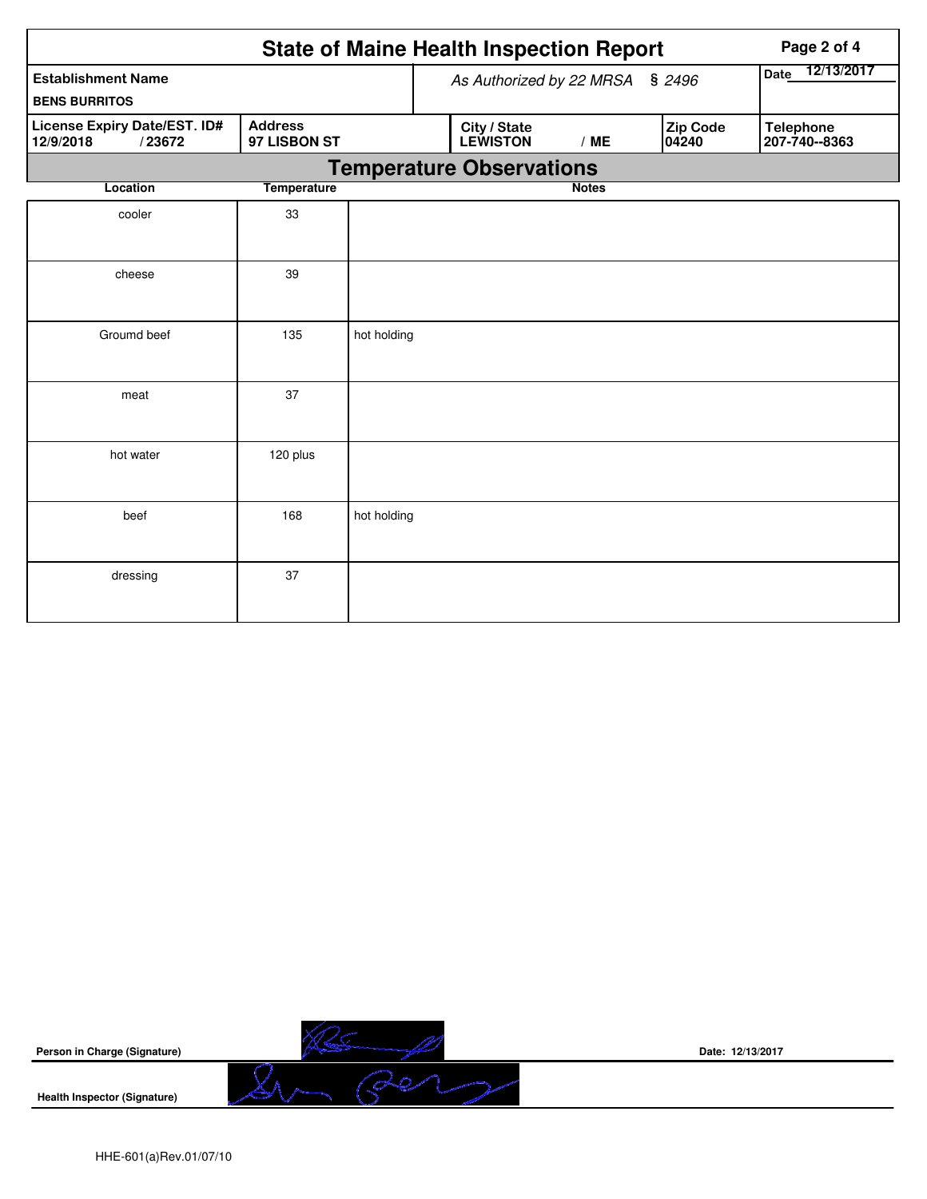# State of Maine Health Inspection Report

| Establishment Name | As Authorized by 22 MRSA § 2496 | | | Date 12/13/2017 |
|---|---|---|---|---|
| BENS BURRITOS | | | | |
| License Expiry Date/EST. ID# 12/9/2018 / 23672 | Address 97 LISBON ST | City / State LEWISTON / ME | Zip Code 04240 | Telephone 207-740--8363 |

## Temperature Observations

| Location | Temperature | Notes |
|---|---|---|
| cooler | 33 | |
| cheese | 39 | |
| Groumd beef | 135 | hot holding |
| meat | 37 | |
| hot water | 120 plus | |
| beef | 168 | hot holding |
| dressing | 37 | |

Person in Charge (Signature)

Date: 12/13/2017

Health Inspector (Signature)

HHE-601(a)Rev.01/07/10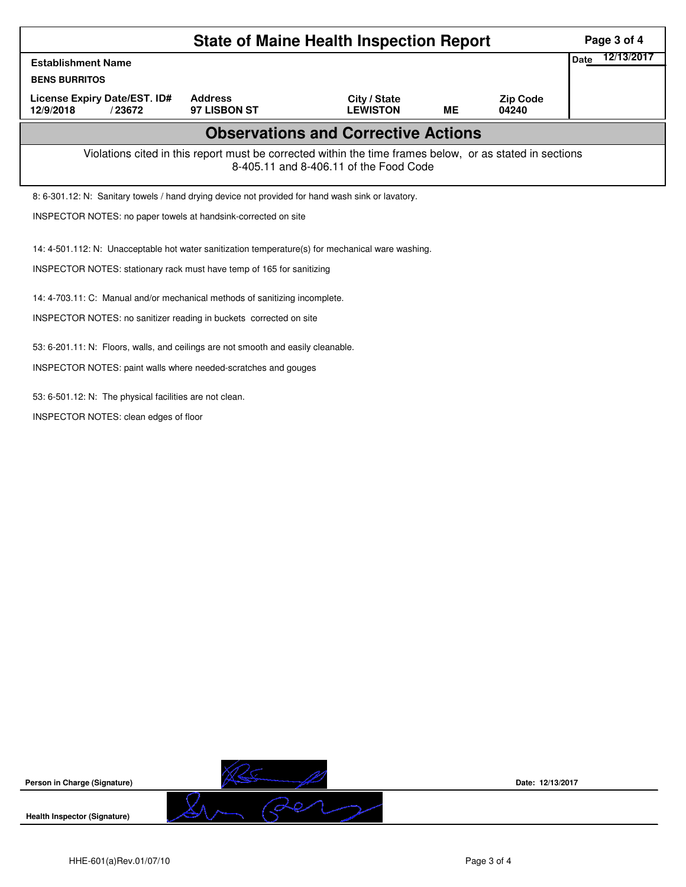# State of Maine Health Inspection Report

| Establishment Name | | | | | Date 12/13/2017 |
|---|---|---|---|---|---|
| BENS BURRITOS | | | | | |
| License Expiry Date/EST. ID# | | Address | City / State | | Zip Code |
| 12/9/2018 | / 23672 | 97 LISBON ST | LEWISTON | ME | 04240 |

## Observations and Corrective Actions

Violations cited in this report must be corrected within the time frames below, or as stated in sections 8-405.11 and 8-406.11 of the Food Code

8: 6-301.12: N: Sanitary towels / hand drying device not provided for hand wash sink or lavatory.

INSPECTOR NOTES: no paper towels at handsink-corrected on site

14: 4-501.112: N: Unacceptable hot water sanitization temperature(s) for mechanical ware washing.

INSPECTOR NOTES: stationary rack must have temp of 165 for sanitizing

14: 4-703.11: C: Manual and/or mechanical methods of sanitizing incomplete.

INSPECTOR NOTES: no sanitizer reading in buckets corrected on site

53: 6-201.11: N: Floors, walls, and ceilings are not smooth and easily cleanable.

INSPECTOR NOTES: paint walls where needed-scratches and gouges

53: 6-501.12: N: The physical facilities are not clean.

INSPECTOR NOTES: clean edges of floor

Person in Charge (Signature) Date: 12/13/2017

Health Inspector (Signature)

HHE-601(a)Rev.01/07/10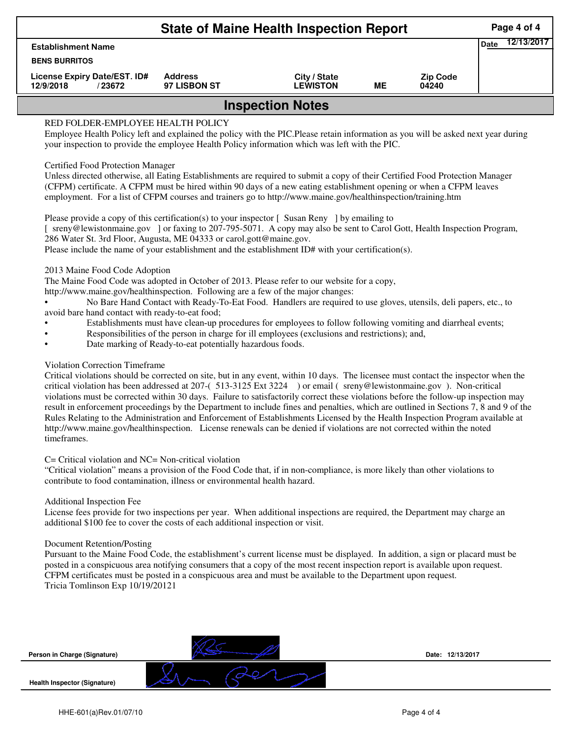# State of Maine Health Inspection Report

| | | | | | |
|---|---|---|---|---|---|
| **Establishment Name** | | | | | **Date** 12/13/2017 |
| **BENS BURRITOS** | | | | | |
| **License Expiry Date/EST. ID#** 12/9/2018 / 23672 | **Address** 97 LISBON ST | **City / State** LEWISTON | ME | **Zip Code** 04240 | |

## Inspection Notes

RED FOLDER-EMPLOYEE HEALTH POLICY
Employee Health Policy left and explained the policy with the PIC.Please retain information as you will be asked next year during your inspection to provide the employee Health Policy information which was left with the PIC.

Certified Food Protection Manager
Unless directed otherwise, all Eating Establishments are required to submit a copy of their Certified Food Protection Manager (CFPM) certificate. A CFPM must be hired within 90 days of a new eating establishment opening or when a CFPM leaves employment. For a list of CFPM courses and trainers go to http://www.maine.gov/healthinspection/training.htm

Please provide a copy of this certification(s) to your inspector [ Susan Reny ] by emailing to [ sreny@lewistonmaine.gov ] or faxing to 207-795-5071. A copy may also be sent to Carol Gott, Health Inspection Program, 286 Water St. 3rd Floor, Augusta, ME 04333 or carol.gott@maine.gov.
Please include the name of your establishment and the establishment ID# with your certification(s).

2013 Maine Food Code Adoption
The Maine Food Code was adopted in October of 2013. Please refer to our website for a copy, http://www.maine.gov/healthinspection. Following are a few of the major changes:

- No Bare Hand Contact with Ready-To-Eat Food. Handlers are required to use gloves, utensils, deli papers, etc., to avoid bare hand contact with ready-to-eat food;
- Establishments must have clean-up procedures for employees to follow following vomiting and diarrheal events;
- Responsibilities of the person in charge for ill employees (exclusions and restrictions); and,
- Date marking of Ready-to-eat potentially hazardous foods.

Violation Correction Timeframe
Critical violations should be corrected on site, but in any event, within 10 days. The licensee must contact the inspector when the critical violation has been addressed at 207-( 513-3125 Ext 3224 ) or email ( sreny@lewistonmaine.gov ). Non-critical violations must be corrected within 30 days. Failure to satisfactorily correct these violations before the follow-up inspection may result in enforcement proceedings by the Department to include fines and penalties, which are outlined in Sections 7, 8 and 9 of the Rules Relating to the Administration and Enforcement of Establishments Licensed by the Health Inspection Program available at http://www.maine.gov/healthinspection. License renewals can be denied if violations are not corrected within the noted timeframes.

C= Critical violation and NC= Non-critical violation
"Critical violation" means a provision of the Food Code that, if in non-compliance, is more likely than other violations to contribute to food contamination, illness or environmental health hazard.

Additional Inspection Fee
License fees provide for two inspections per year. When additional inspections are required, the Department may charge an additional $100 fee to cover the costs of each additional inspection or visit.

Document Retention/Posting
Pursuant to the Maine Food Code, the establishment's current license must be displayed. In addition, a sign or placard must be posted in a conspicuous area notifying consumers that a copy of the most recent inspection report is available upon request. CFPM certificates must be posted in a conspicuous area and must be available to the Department upon request.
Tricia Tomlinson Exp 10/19/20121

**Person in Charge (Signature)** [signature] **Date:** 12/13/2017

**Health Inspector (Signature)** [signature]

HHE-601(a)Rev.01/07/10